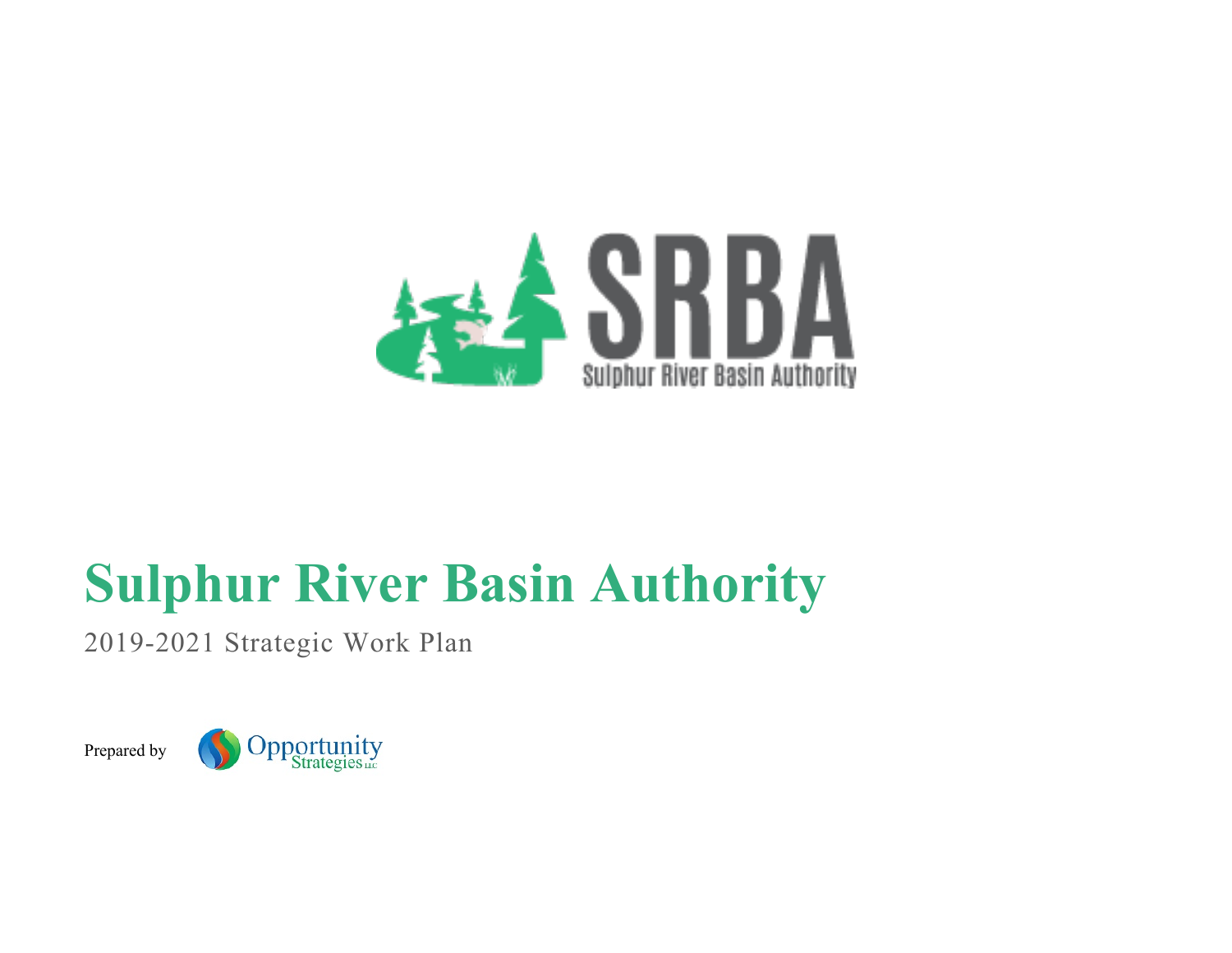SRBA

Sulphur River Basin Authority

# Sulphur River Basin Authority

2019-2021 Strategic Work Plan

Prepared by Opportunity Strategies LLC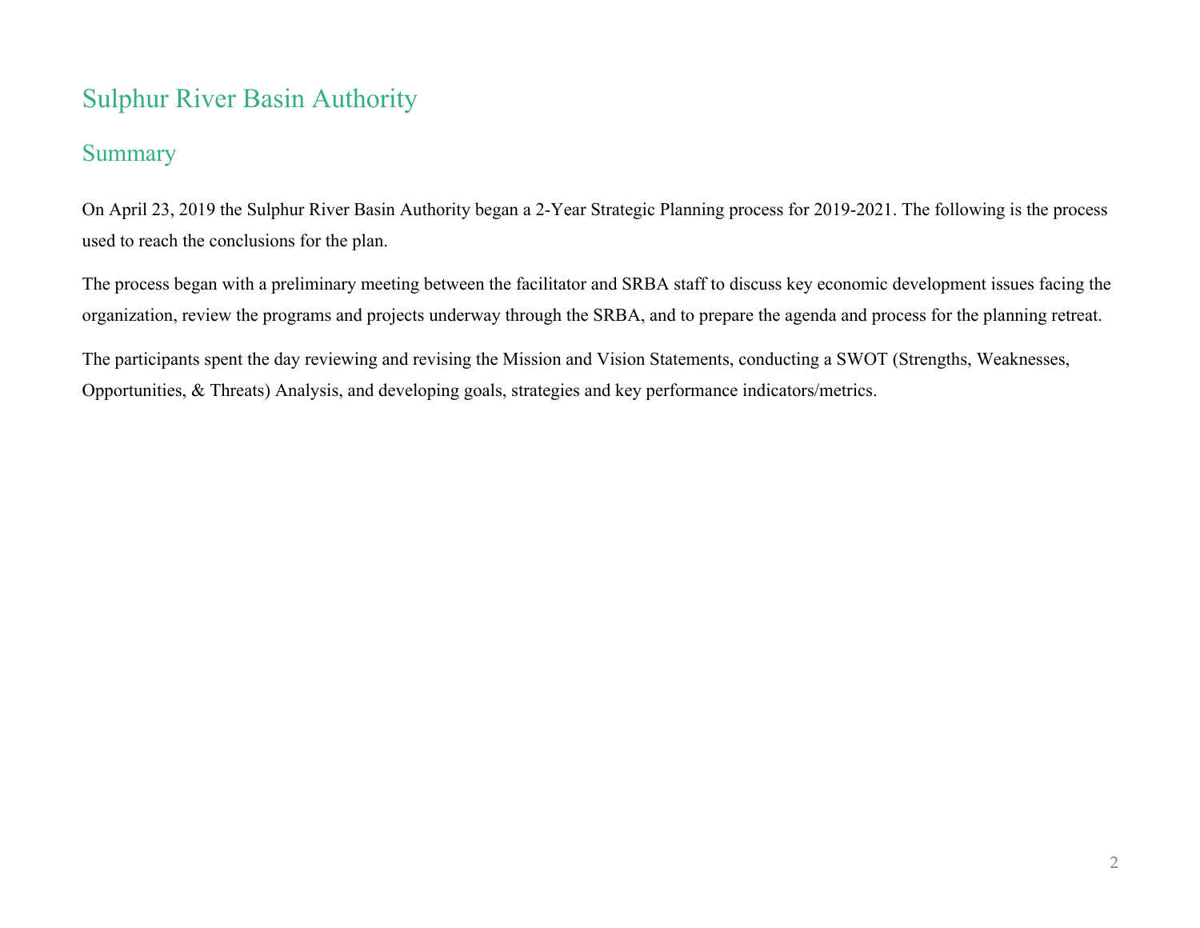# Sulphur River Basin Authority

## Summary

On April 23, 2019 the Sulphur River Basin Authority began a 2-Year Strategic Planning process for 2019-2021. The following is the process used to reach the conclusions for the plan.

The process began with a preliminary meeting between the facilitator and SRBA staff to discuss key economic development issues facing the organization, review the programs and projects underway through the SRBA, and to prepare the agenda and process for the planning retreat.

The participants spent the day reviewing and revising the Mission and Vision Statements, conducting a SWOT (Strengths, Weaknesses, Opportunities, & Threats) Analysis, and developing goals, strategies and key performance indicators/metrics.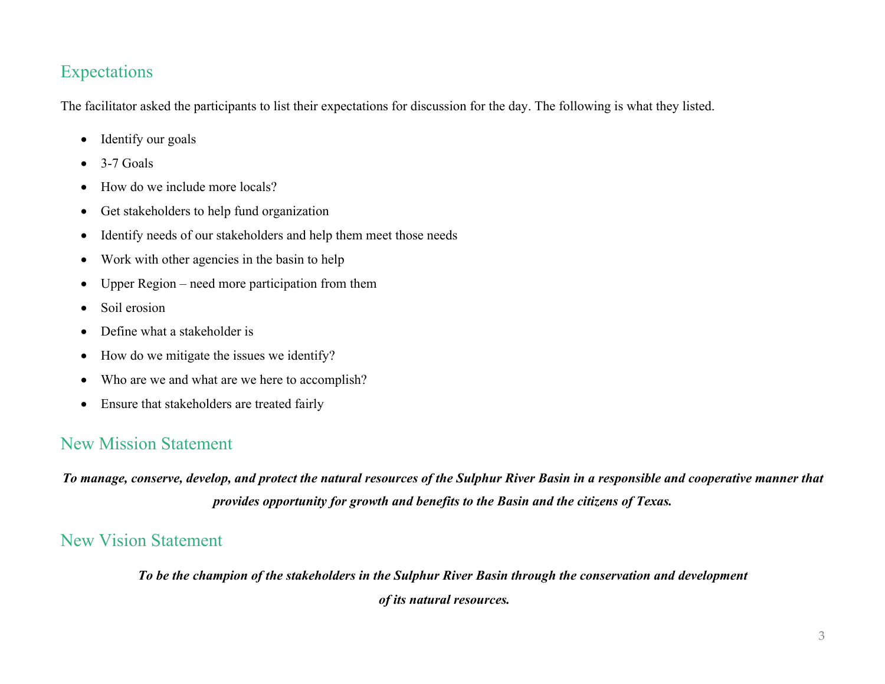## Expectations

The facilitator asked the participants to list their expectations for discussion for the day. The following is what they listed.

- Identify our goals
- 3-7 Goals
- How do we include more locals?
- Get stakeholders to help fund organization
- Identify needs of our stakeholders and help them meet those needs
- Work with other agencies in the basin to help
- Upper Region – need more participation from them
- Soil erosion
- Define what a stakeholder is
- How do we mitigate the issues we identify?
- Who are we and what are we here to accomplish?
- Ensure that stakeholders are treated fairly

## New Mission Statement

***To manage, conserve, develop, and protect the natural resources of the Sulphur River Basin in a responsible and cooperative manner that provides opportunity for growth and benefits to the Basin and the citizens of Texas.***

## New Vision Statement

***To be the champion of the stakeholders in the Sulphur River Basin through the conservation and development of its natural resources.***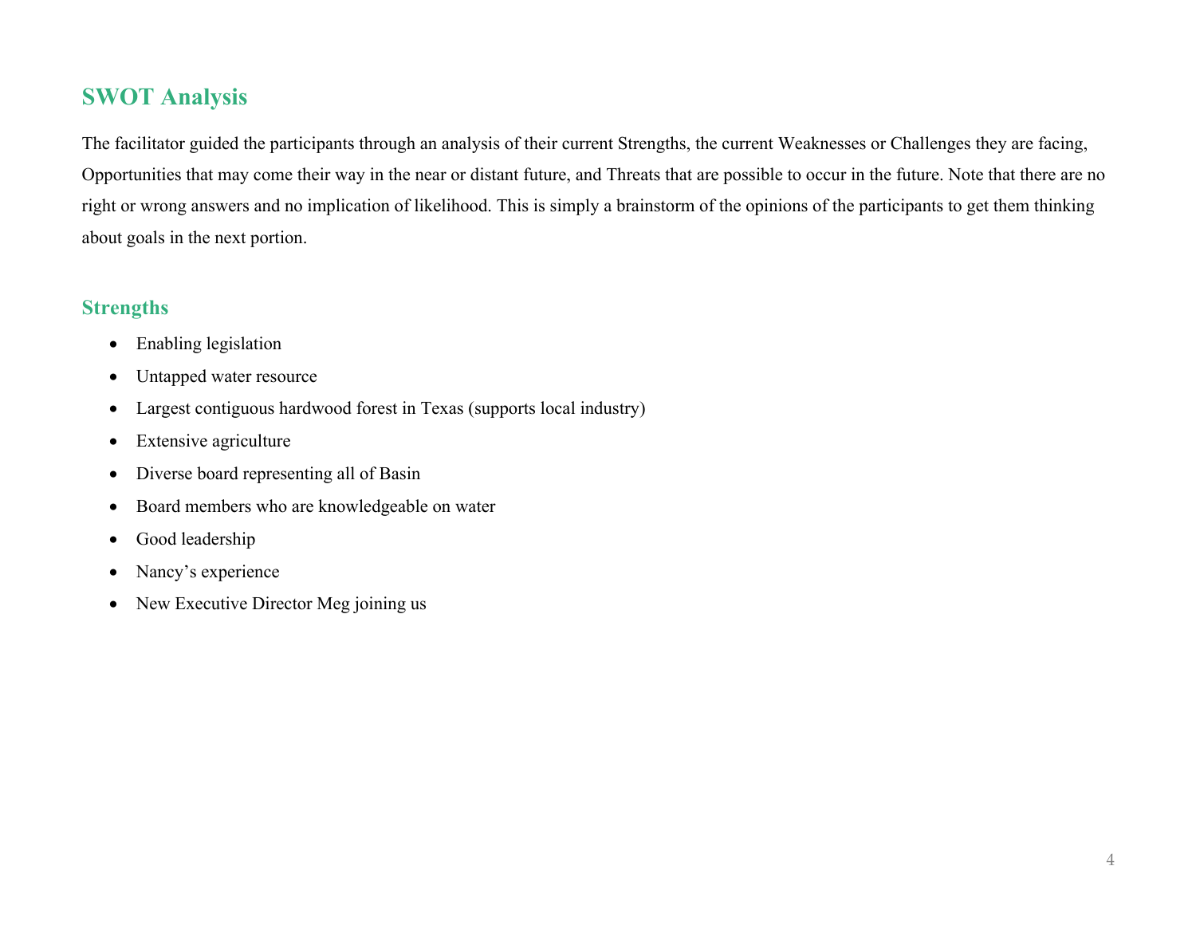## SWOT Analysis

The facilitator guided the participants through an analysis of their current Strengths, the current Weaknesses or Challenges they are facing, Opportunities that may come their way in the near or distant future, and Threats that are possible to occur in the future. Note that there are no right or wrong answers and no implication of likelihood. This is simply a brainstorm of the opinions of the participants to get them thinking about goals in the next portion.

### Strengths

- Enabling legislation
- Untapped water resource
- Largest contiguous hardwood forest in Texas (supports local industry)
- Extensive agriculture
- Diverse board representing all of Basin
- Board members who are knowledgeable on water
- Good leadership
- Nancy's experience
- New Executive Director Meg joining us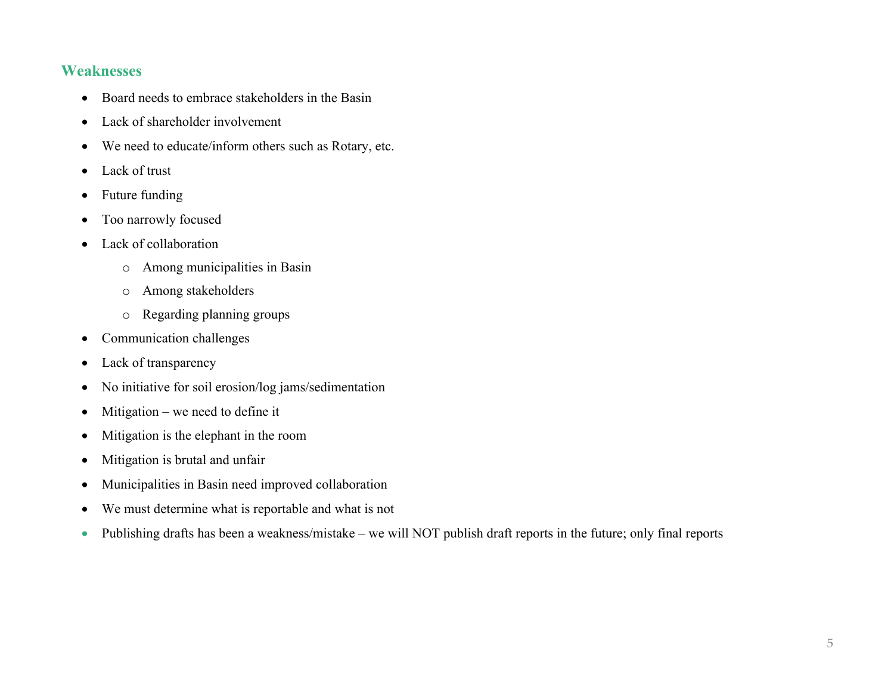## Weaknesses

- Board needs to embrace stakeholders in the Basin
- Lack of shareholder involvement
- We need to educate/inform others such as Rotary, etc.
- Lack of trust
- Future funding
- Too narrowly focused
- Lack of collaboration
  - Among municipalities in Basin
  - Among stakeholders
  - Regarding planning groups
- Communication challenges
- Lack of transparency
- No initiative for soil erosion/log jams/sedimentation
- Mitigation – we need to define it
- Mitigation is the elephant in the room
- Mitigation is brutal and unfair
- Municipalities in Basin need improved collaboration
- We must determine what is reportable and what is not
- Publishing drafts has been a weakness/mistake – we will NOT publish draft reports in the future; only final reports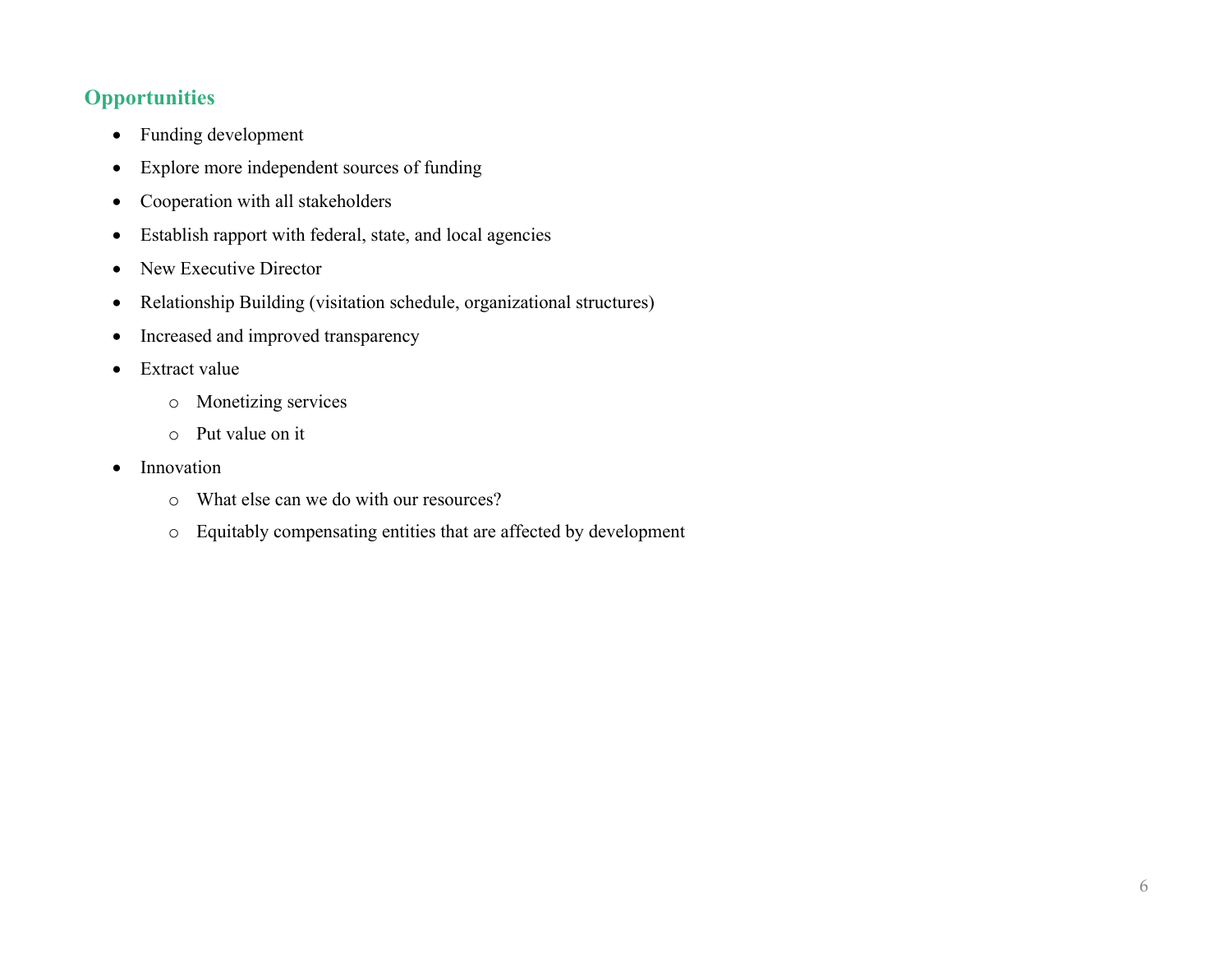## Opportunities

- Funding development
- Explore more independent sources of funding
- Cooperation with all stakeholders
- Establish rapport with federal, state, and local agencies
- New Executive Director
- Relationship Building (visitation schedule, organizational structures)
- Increased and improved transparency
- Extract value
    - Monetizing services
    - Put value on it
- Innovation
    - What else can we do with our resources?
    - Equitably compensating entities that are affected by development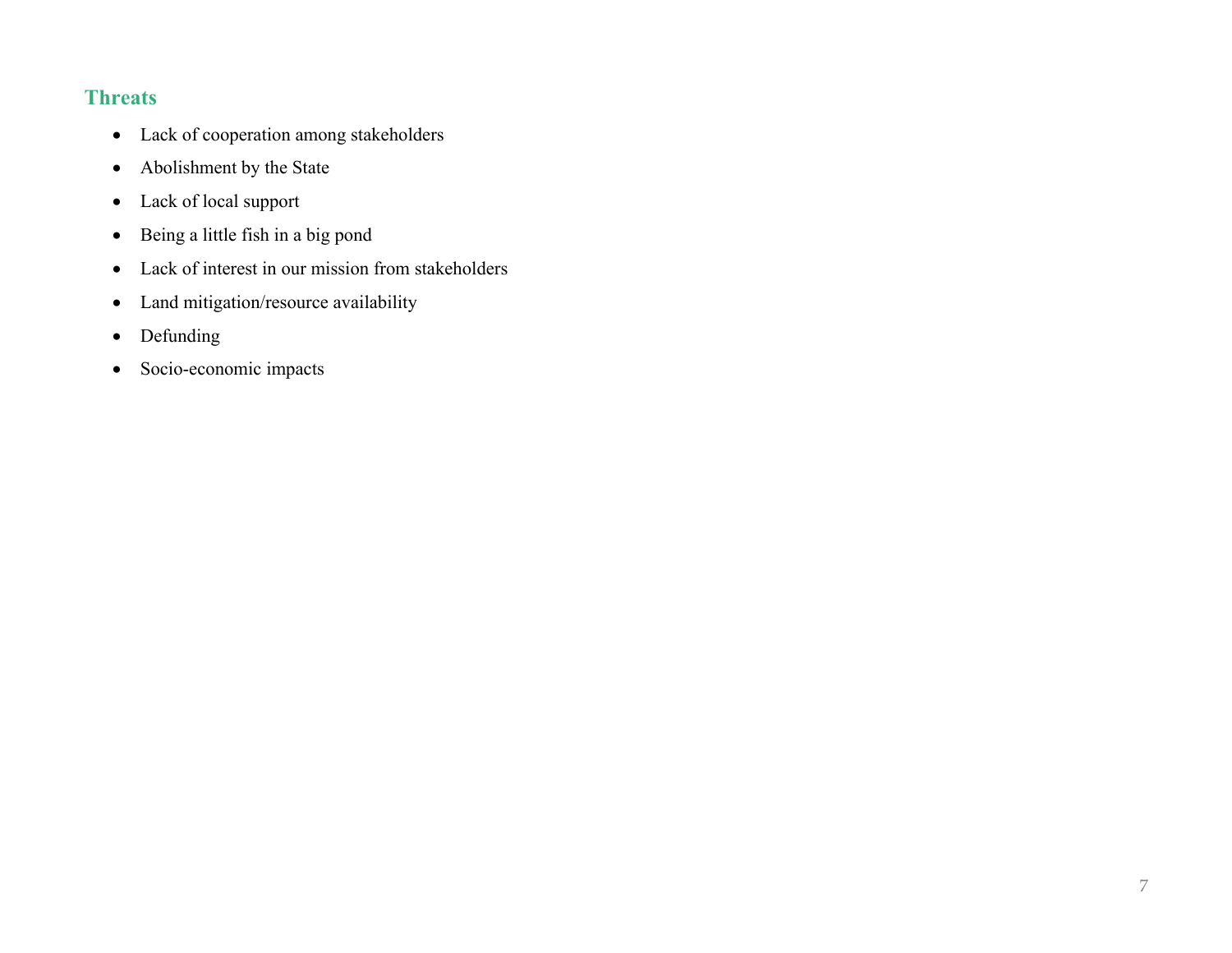## Threats

- Lack of cooperation among stakeholders
- Abolishment by the State
- Lack of local support
- Being a little fish in a big pond
- Lack of interest in our mission from stakeholders
- Land mitigation/resource availability
- Defunding
- Socio-economic impacts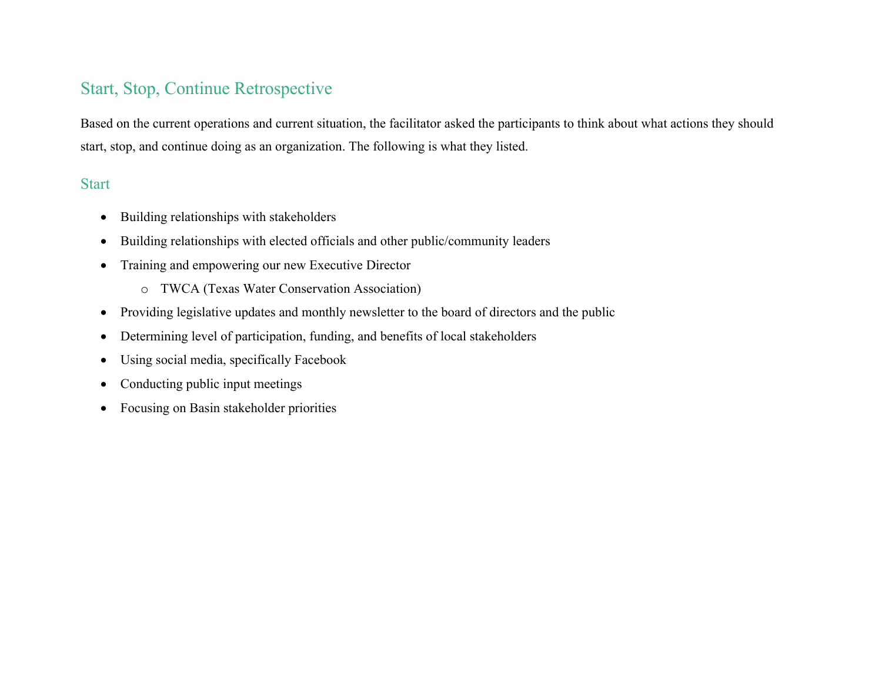## Start, Stop, Continue Retrospective

Based on the current operations and current situation, the facilitator asked the participants to think about what actions they should start, stop, and continue doing as an organization. The following is what they listed.

### Start

- Building relationships with stakeholders
- Building relationships with elected officials and other public/community leaders
- Training and empowering our new Executive Director
    - TWCA (Texas Water Conservation Association)
- Providing legislative updates and monthly newsletter to the board of directors and the public
- Determining level of participation, funding, and benefits of local stakeholders
- Using social media, specifically Facebook
- Conducting public input meetings
- Focusing on Basin stakeholder priorities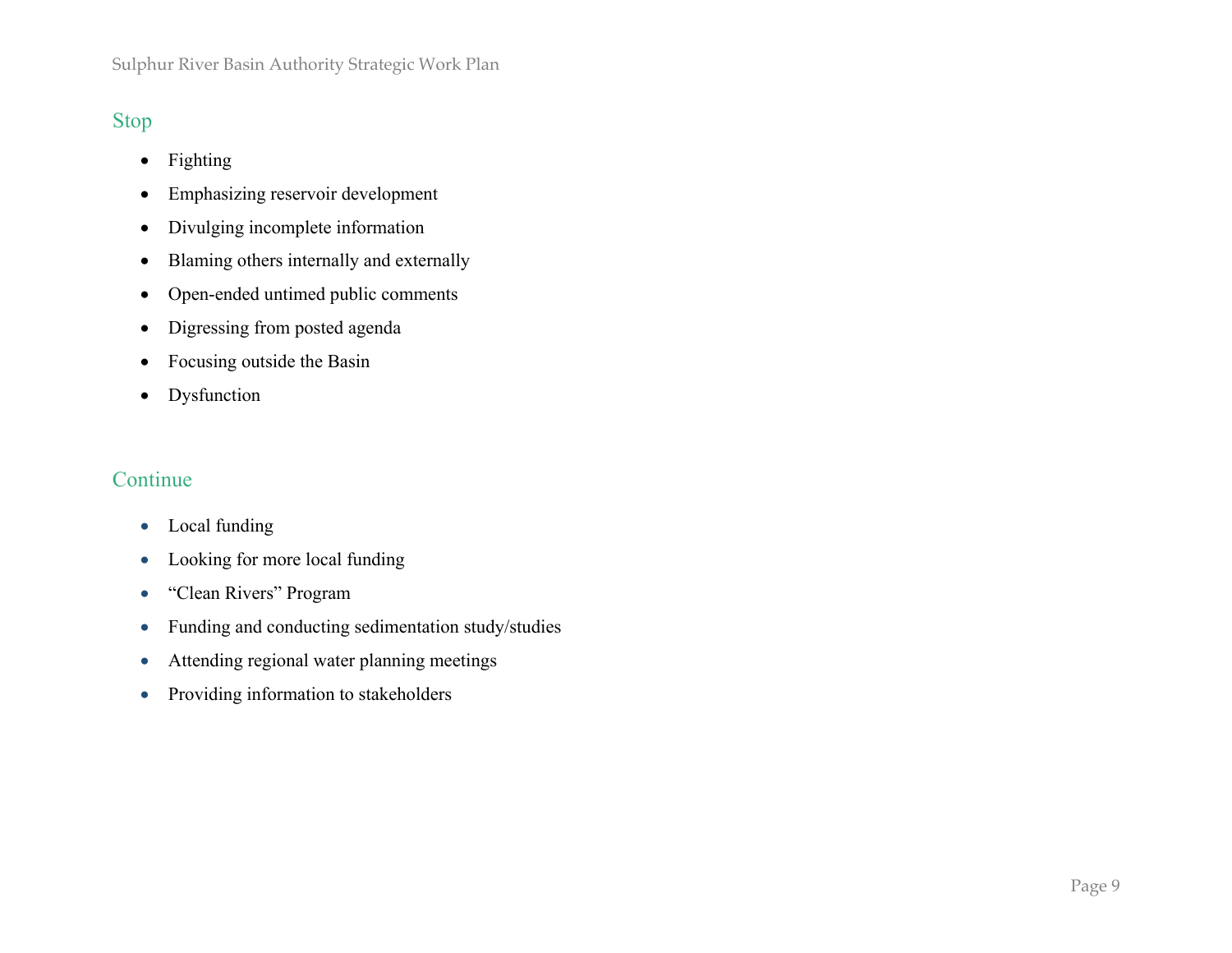## Stop

- Fighting
- Emphasizing reservoir development
- Divulging incomplete information
- Blaming others internally and externally
- Open-ended untimed public comments
- Digressing from posted agenda
- Focusing outside the Basin
- Dysfunction

## Continue

- Local funding
- Looking for more local funding
- “Clean Rivers” Program
- Funding and conducting sedimentation study/studies
- Attending regional water planning meetings
- Providing information to stakeholders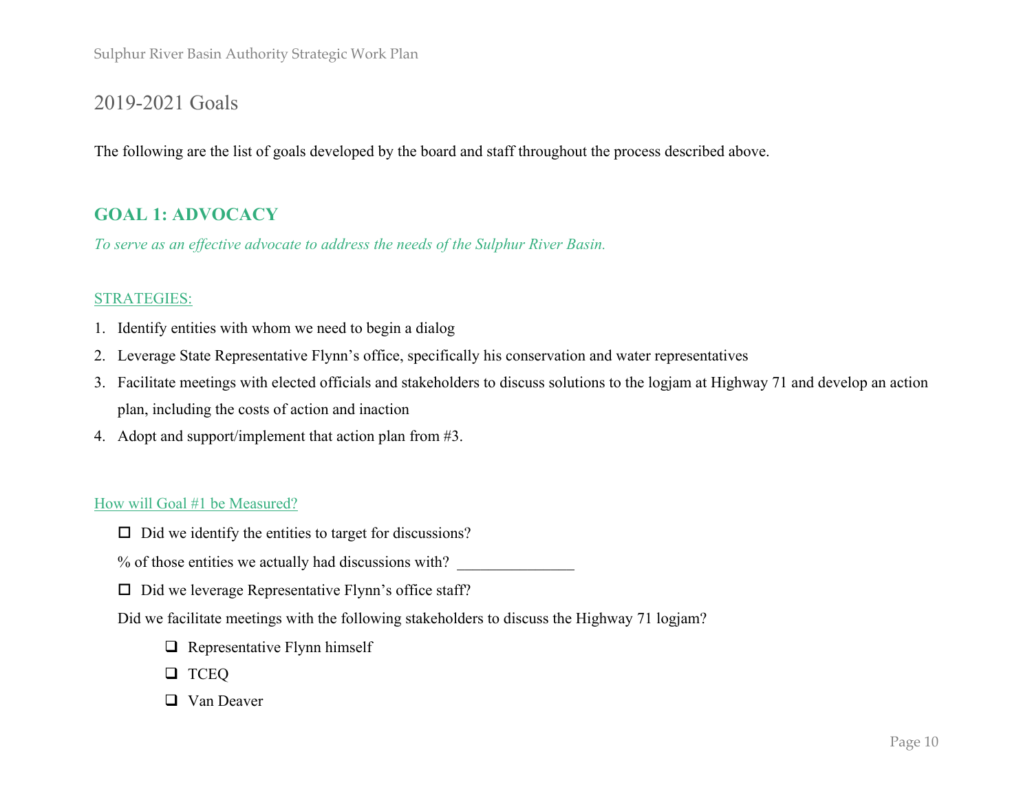# 2019-2021 Goals

The following are the list of goals developed by the board and staff throughout the process described above.

## GOAL 1: ADVOCACY

*To serve as an effective advocate to address the needs of the Sulphur River Basin.*

STRATEGIES:

1. Identify entities with whom we need to begin a dialog
2. Leverage State Representative Flynn's office, specifically his conservation and water representatives
3. Facilitate meetings with elected officials and stakeholders to discuss solutions to the logjam at Highway 71 and develop an action plan, including the costs of action and inaction
4. Adopt and support/implement that action plan from #3.

How will Goal #1 be Measured?

- ☐ Did we identify the entities to target for discussions?

% of those entities we actually had discussions with? _______________

- ☐ Did we leverage Representative Flynn's office staff?

Did we facilitate meetings with the following stakeholders to discuss the Highway 71 logjam?

  - ☐ Representative Flynn himself
  - ☐ TCEQ
  - ☐ Van Deaver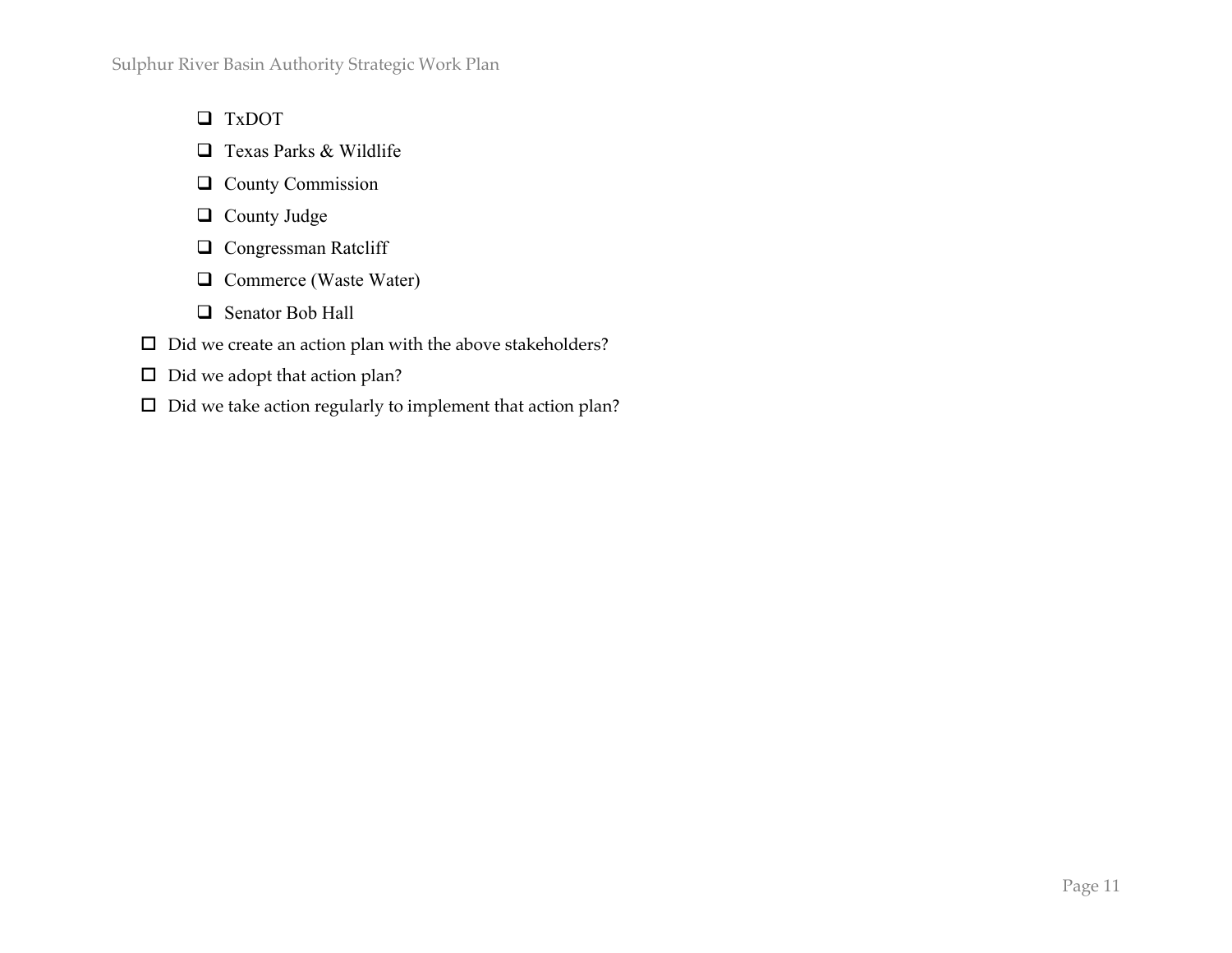- [ ] TxDOT
    - [ ] Texas Parks & Wildlife
    - [ ] County Commission
    - [ ] County Judge
    - [ ] Congressman Ratcliff
    - [ ] Commerce (Waste Water)
    - [ ] Senator Bob Hall
- [ ] Did we create an action plan with the above stakeholders?
- [ ] Did we adopt that action plan?
- [ ] Did we take action regularly to implement that action plan?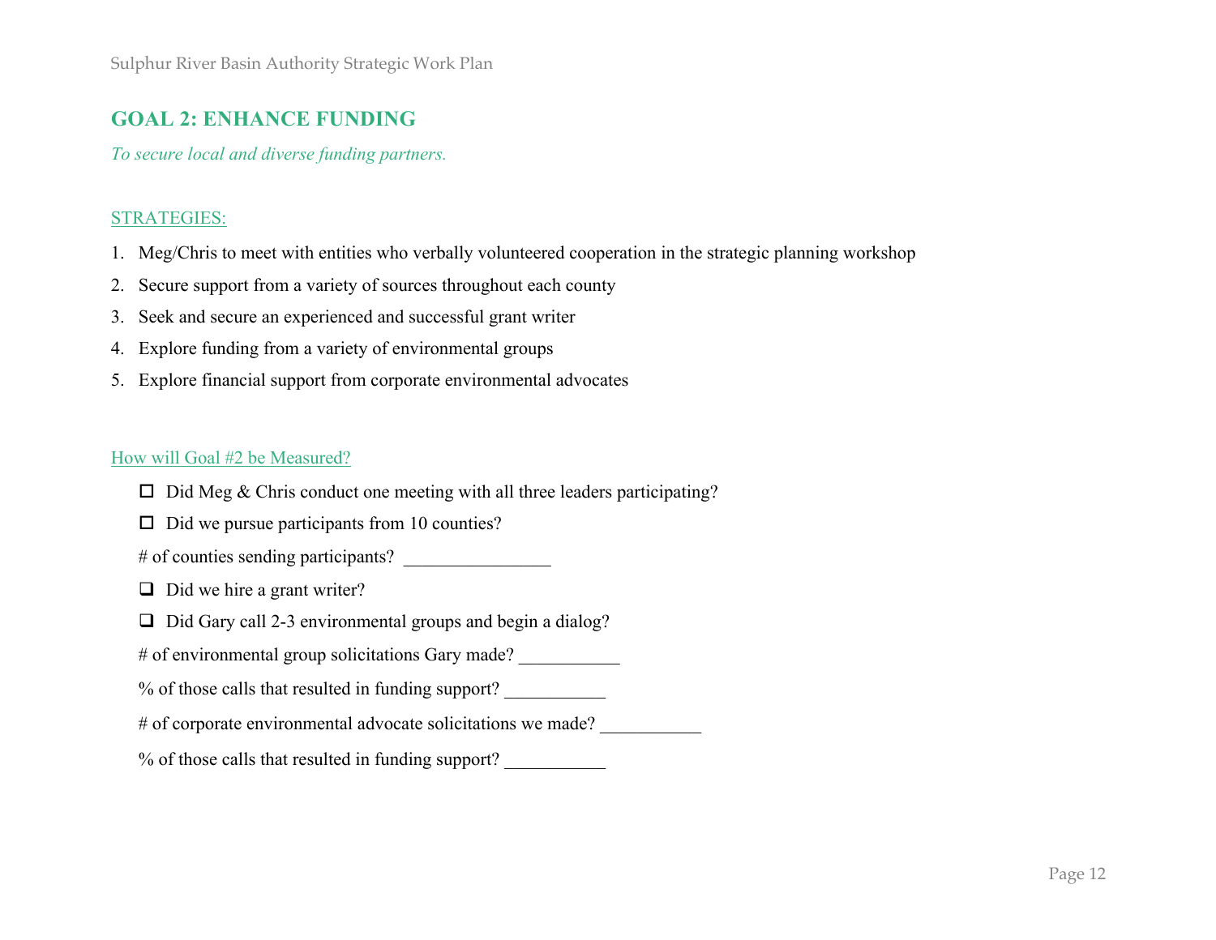## GOAL 2: ENHANCE FUNDING

*To secure local and diverse funding partners.*

STRATEGIES:

1. Meg/Chris to meet with entities who verbally volunteered cooperation in the strategic planning workshop
2. Secure support from a variety of sources throughout each county
3. Seek and secure an experienced and successful grant writer
4. Explore funding from a variety of environmental groups
5. Explore financial support from corporate environmental advocates

How will Goal #2 be Measured?

- ☐ Did Meg & Chris conduct one meeting with all three leaders participating?
- ☐ Did we pursue participants from 10 counties?

# of counties sending participants? ________________

- ☐ Did we hire a grant writer?
- ☐ Did Gary call 2-3 environmental groups and begin a dialog?

# of environmental group solicitations Gary made? ___________

% of those calls that resulted in funding support? ___________

# of corporate environmental advocate solicitations we made? ___________

% of those calls that resulted in funding support? ___________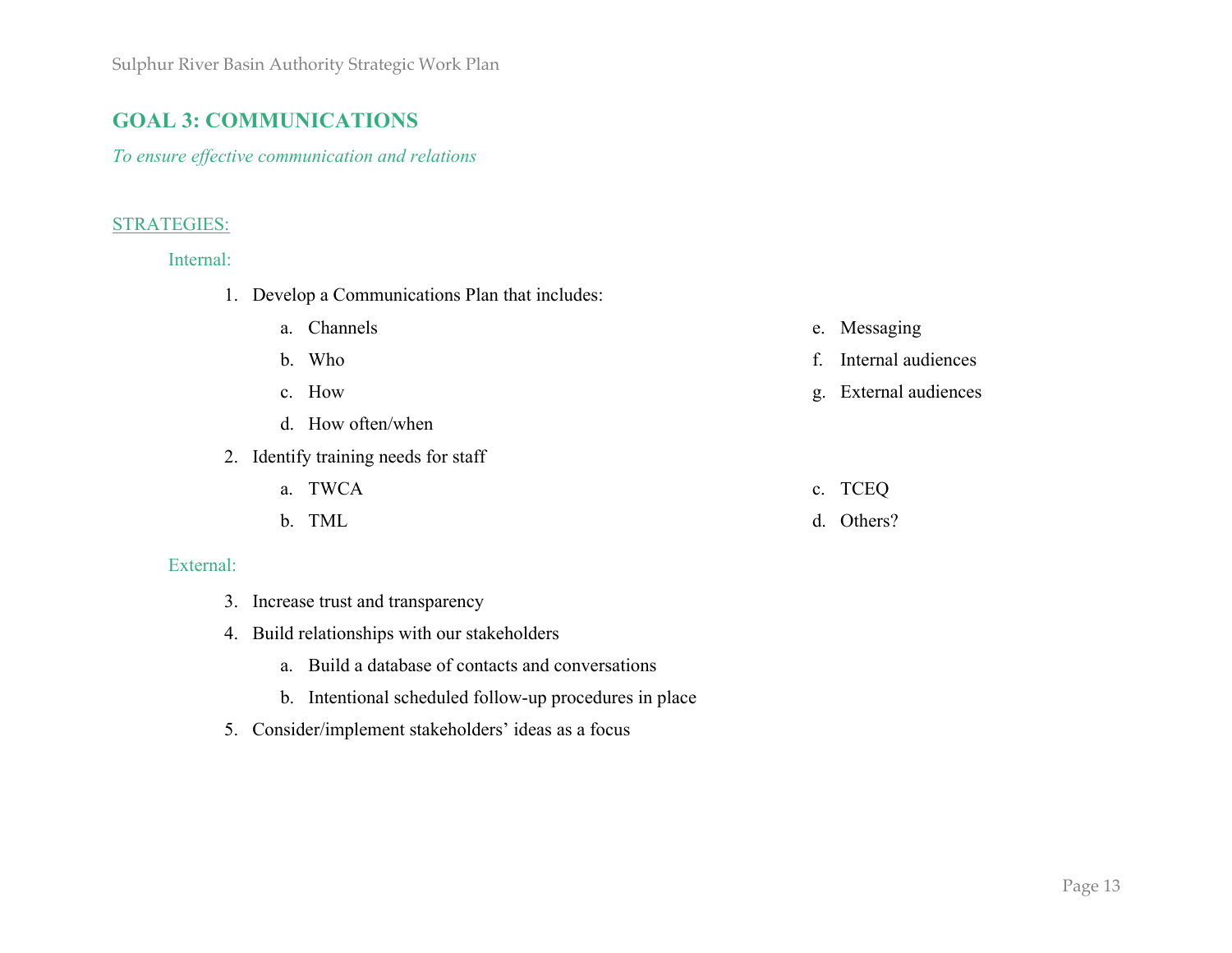## GOAL 3: COMMUNICATIONS

*To ensure effective communication and relations*

STRATEGIES:

Internal:

1. Develop a Communications Plan that includes:
   a. Channels
   b. Who
   c. How
   d. How often/when
   e. Messaging
   f. Internal audiences
   g. External audiences
2. Identify training needs for staff
   a. TWCA
   b. TML
   c. TCEQ
   d. Others?

External:

3. Increase trust and transparency
4. Build relationships with our stakeholders
   a. Build a database of contacts and conversations
   b. Intentional scheduled follow-up procedures in place
5. Consider/implement stakeholders' ideas as a focus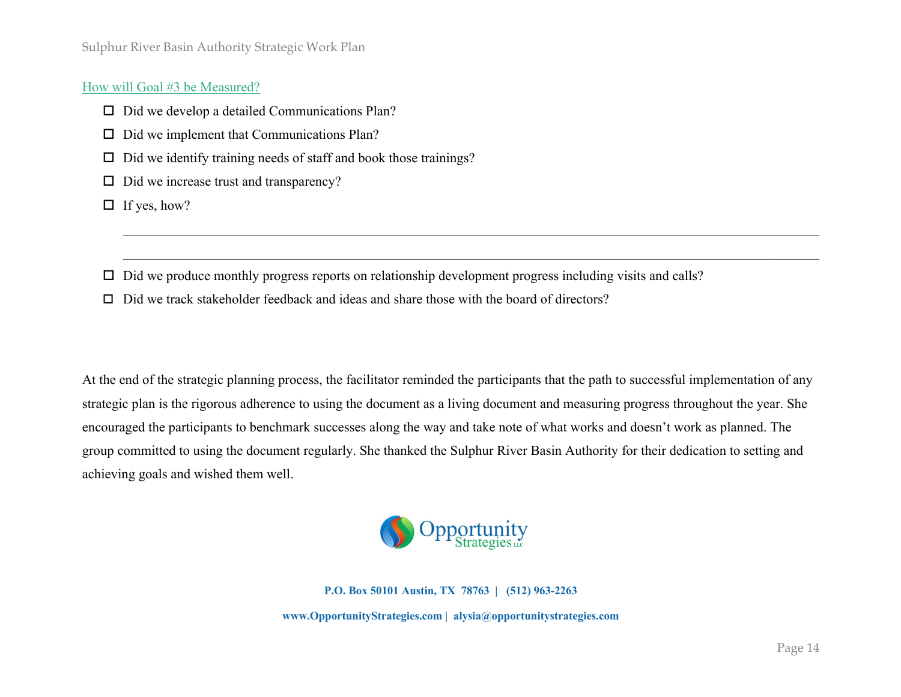### How will Goal #3 be Measured?

- ☐ Did we develop a detailed Communications Plan?
- ☐ Did we implement that Communications Plan?
- ☐ Did we identify training needs of staff and book those trainings?
- ☐ Did we increase trust and transparency?
- ☐ If yes, how?

____________________________________________________________________________________________

____________________________________________________________________________________________

- ☐ Did we produce monthly progress reports on relationship development progress including visits and calls?
- ☐ Did we track stakeholder feedback and ideas and share those with the board of directors?

At the end of the strategic planning process, the facilitator reminded the participants that the path to successful implementation of any strategic plan is the rigorous adherence to using the document as a living document and measuring progress throughout the year. She encouraged the participants to benchmark successes along the way and take note of what works and doesn't work as planned. The group committed to using the document regularly. She thanked the Sulphur River Basin Authority for their dedication to setting and achieving goals and wished them well.

Opportunity Strategies LLC

**P.O. Box 50101 Austin, TX 78763 | (512) 963-2263**

**www.OpportunityStrategies.com | alysia@opportunitystrategies.com**